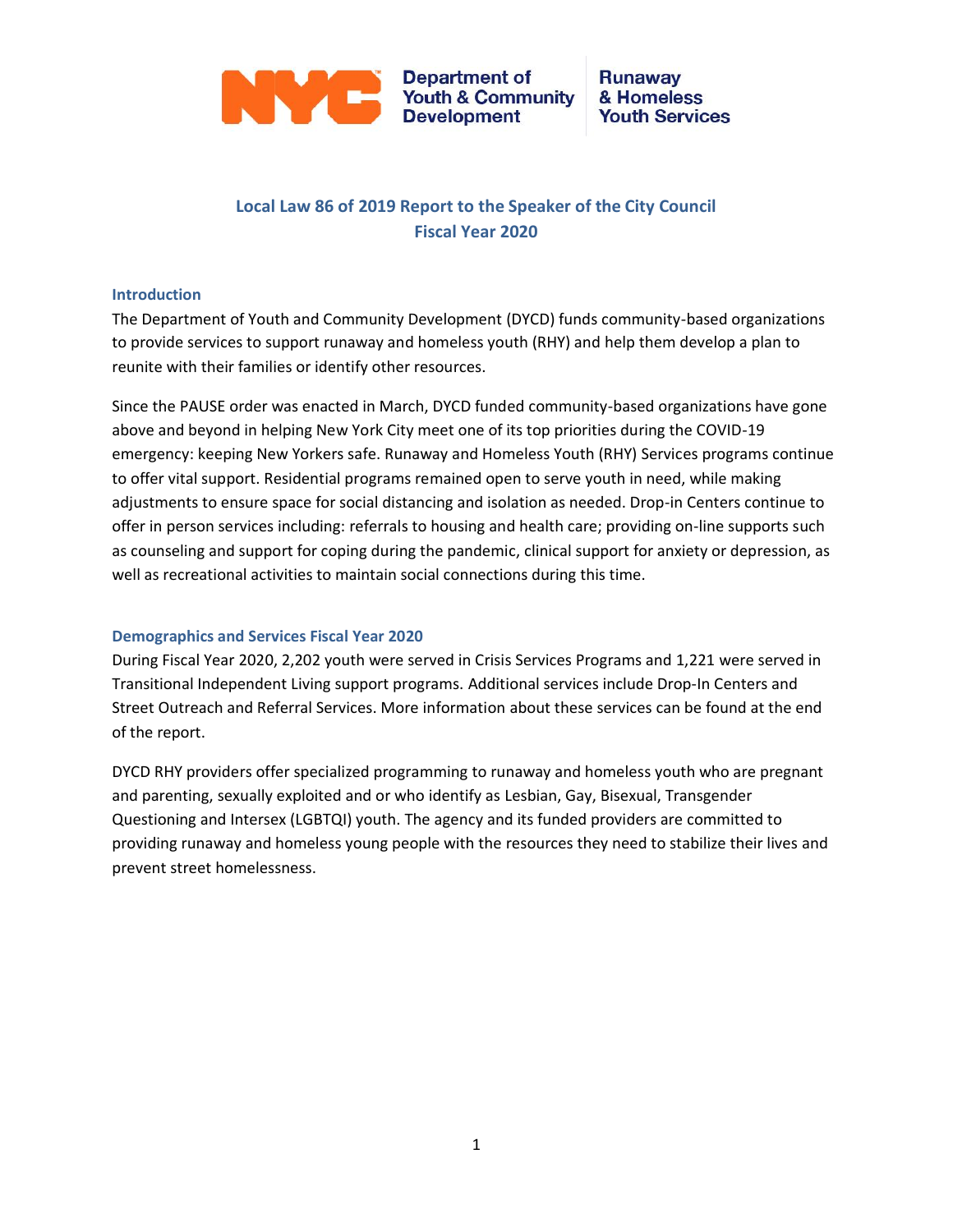Department of Youth & Community Development | Runaway & Homeless Youth Services

# Local Law 86 of 2019 Report to the Speaker of the City Council
# Fiscal Year 2020

## Introduction

The Department of Youth and Community Development (DYCD) funds community-based organizations to provide services to support runaway and homeless youth (RHY) and help them develop a plan to reunite with their families or identify other resources.

Since the PAUSE order was enacted in March, DYCD funded community-based organizations have gone above and beyond in helping New York City meet one of its top priorities during the COVID-19 emergency: keeping New Yorkers safe. Runaway and Homeless Youth (RHY) Services programs continue to offer vital support. Residential programs remained open to serve youth in need, while making adjustments to ensure space for social distancing and isolation as needed. Drop-in Centers continue to offer in person services including: referrals to housing and health care; providing on-line supports such as counseling and support for coping during the pandemic, clinical support for anxiety or depression, as well as recreational activities to maintain social connections during this time.

## Demographics and Services Fiscal Year 2020

During Fiscal Year 2020, 2,202 youth were served in Crisis Services Programs and 1,221 were served in Transitional Independent Living support programs. Additional services include Drop-In Centers and Street Outreach and Referral Services. More information about these services can be found at the end of the report.

DYCD RHY providers offer specialized programming to runaway and homeless youth who are pregnant and parenting, sexually exploited and or who identify as Lesbian, Gay, Bisexual, Transgender Questioning and Intersex (LGBTQI) youth. The agency and its funded providers are committed to providing runaway and homeless young people with the resources they need to stabilize their lives and prevent street homelessness.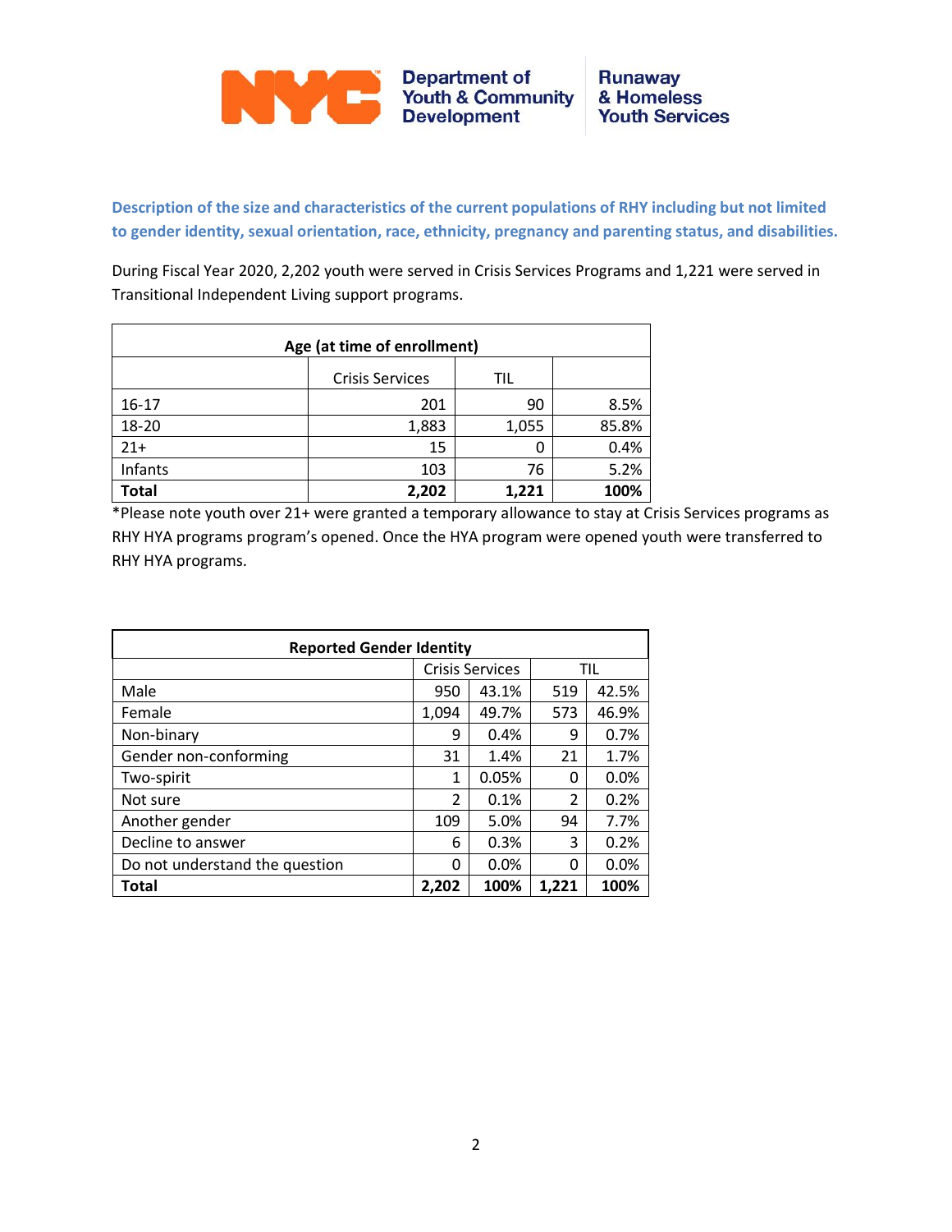**Description of the size and characteristics of the current populations of RHY including but not limited to gender identity, sexual orientation, race, ethnicity, pregnancy and parenting status, and disabilities.**

During Fiscal Year 2020, 2,202 youth were served in Crisis Services Programs and 1,221 were served in Transitional Independent Living support programs.

| Age (at time of enrollment) | | | |
|---|---|---|---|
| | Crisis Services | TIL | |
| 16-17 | 201 | 90 | 8.5% |
| 18-20 | 1,883 | 1,055 | 85.8% |
| 21+ | 15 | 0 | 0.4% |
| Infants | 103 | 76 | 5.2% |
| **Total** | **2,202** | **1,221** | **100%** |

*Please note youth over 21+ were granted a temporary allowance to stay at Crisis Services programs as RHY HYA programs program's opened. Once the HYA program were opened youth were transferred to RHY HYA programs.

| Reported Gender Identity | | | | |
|---|---|---|---|---|
| | Crisis Services | | TIL | |
| Male | 950 | 43.1% | 519 | 42.5% |
| Female | 1,094 | 49.7% | 573 | 46.9% |
| Non-binary | 9 | 0.4% | 9 | 0.7% |
| Gender non-conforming | 31 | 1.4% | 21 | 1.7% |
| Two-spirit | 1 | 0.05% | 0 | 0.0% |
| Not sure | 2 | 0.1% | 2 | 0.2% |
| Another gender | 109 | 5.0% | 94 | 7.7% |
| Decline to answer | 6 | 0.3% | 3 | 0.2% |
| Do not understand the question | 0 | 0.0% | 0 | 0.0% |
| **Total** | **2,202** | **100%** | **1,221** | **100%** |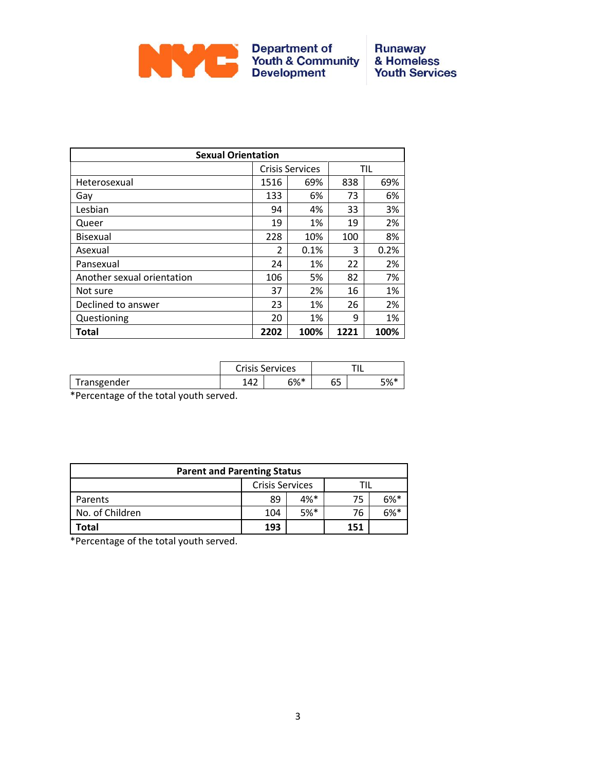| Sexual Orientation | | | | |
|---|---|---|---|---|
| | Crisis Services | | TIL | |
| Heterosexual | 1516 | 69% | 838 | 69% |
| Gay | 133 | 6% | 73 | 6% |
| Lesbian | 94 | 4% | 33 | 3% |
| Queer | 19 | 1% | 19 | 2% |
| Bisexual | 228 | 10% | 100 | 8% |
| Asexual | 2 | 0.1% | 3 | 0.2% |
| Pansexual | 24 | 1% | 22 | 2% |
| Another sexual orientation | 106 | 5% | 82 | 7% |
| Not sure | 37 | 2% | 16 | 1% |
| Declined to answer | 23 | 1% | 26 | 2% |
| Questioning | 20 | 1% | 9 | 1% |
| **Total** | **2202** | **100%** | **1221** | **100%** |

| | Crisis Services | | TIL | |
|---|---|---|---|---|
| Transgender | 142 | 6%* | 65 | 5%* |

*Percentage of the total youth served.

| Parent and Parenting Status | | | | |
|---|---|---|---|---|
| | Crisis Services | | TIL | |
| Parents | 89 | 4%* | 75 | 6%* |
| No. of Children | 104 | 5%* | 76 | 6%* |
| **Total** | **193** | | **151** | |

*Percentage of the total youth served.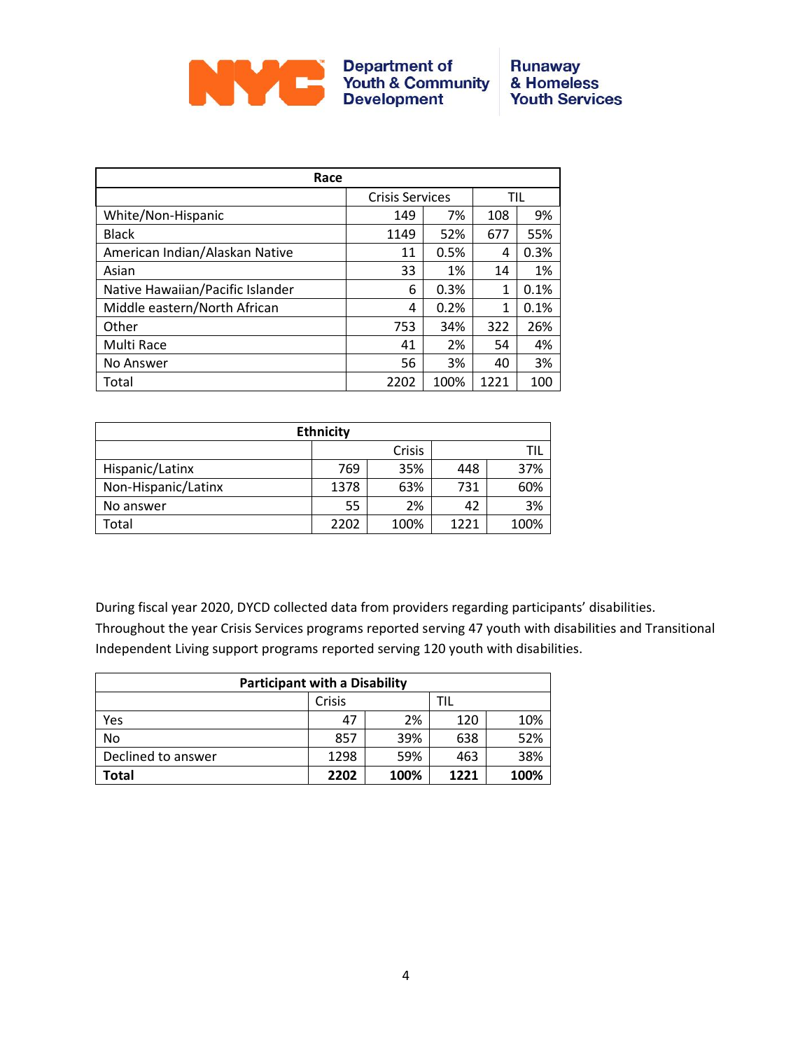| Race | | | | |
|---|---|---|---|---|
| | Crisis Services | | TIL | |
| White/Non-Hispanic | 149 | 7% | 108 | 9% |
| Black | 1149 | 52% | 677 | 55% |
| American Indian/Alaskan Native | 11 | 0.5% | 4 | 0.3% |
| Asian | 33 | 1% | 14 | 1% |
| Native Hawaiian/Pacific Islander | 6 | 0.3% | 1 | 0.1% |
| Middle eastern/North African | 4 | 0.2% | 1 | 0.1% |
| Other | 753 | 34% | 322 | 26% |
| Multi Race | 41 | 2% | 54 | 4% |
| No Answer | 56 | 3% | 40 | 3% |
| Total | 2202 | 100% | 1221 | 100 |

| Ethnicity | | | | |
|---|---|---|---|---|
| | | Crisis | | TIL |
| Hispanic/Latinx | 769 | 35% | 448 | 37% |
| Non-Hispanic/Latinx | 1378 | 63% | 731 | 60% |
| No answer | 55 | 2% | 42 | 3% |
| Total | 2202 | 100% | 1221 | 100% |

During fiscal year 2020, DYCD collected data from providers regarding participants' disabilities. Throughout the year Crisis Services programs reported serving 47 youth with disabilities and Transitional Independent Living support programs reported serving 120 youth with disabilities.

| Participant with a Disability | | | | |
|---|---|---|---|---|
| | Crisis | | TIL | |
| Yes | 47 | 2% | 120 | 10% |
| No | 857 | 39% | 638 | 52% |
| Declined to answer | 1298 | 59% | 463 | 38% |
| **Total** | **2202** | **100%** | **1221** | **100%** |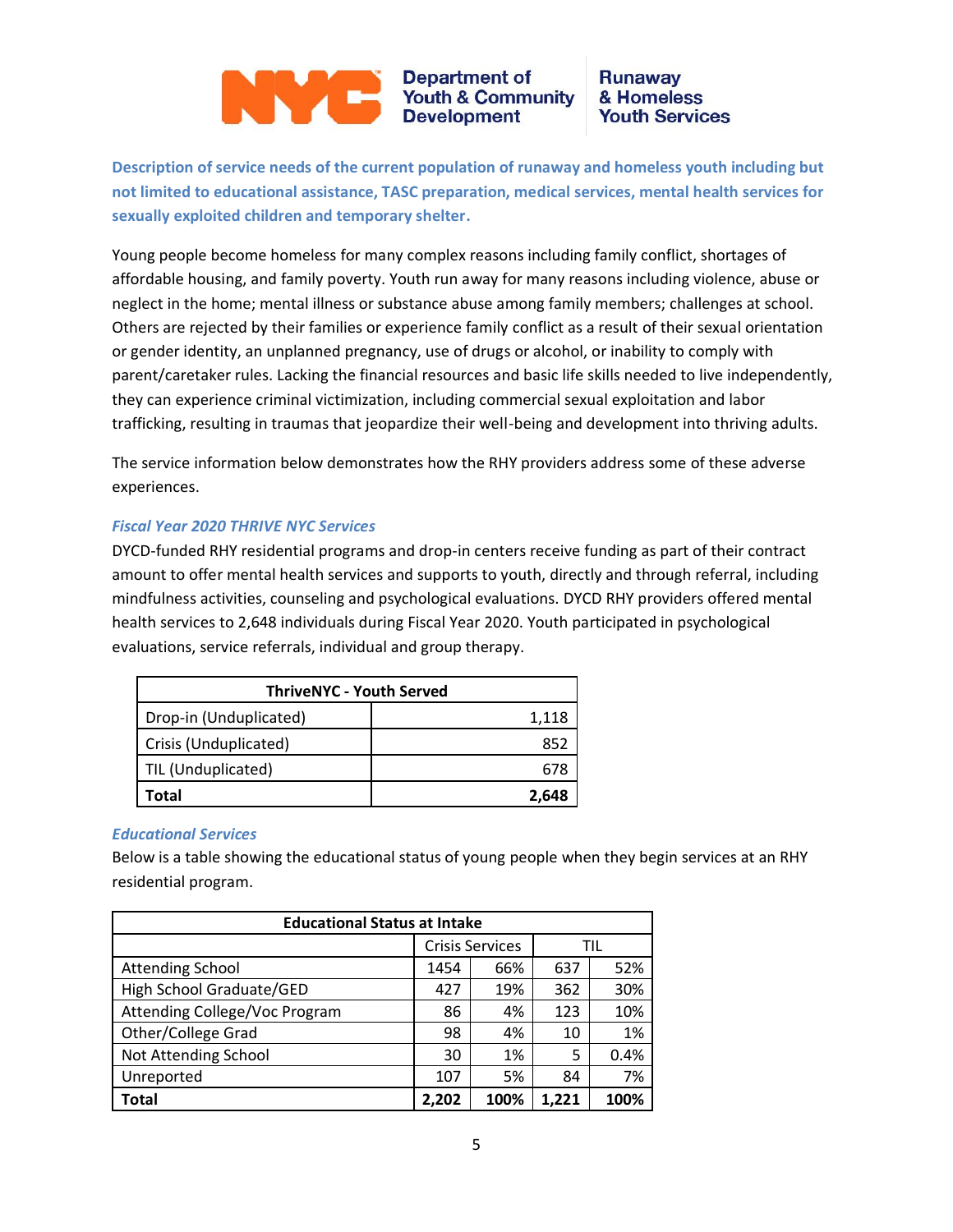NYC Department of Youth & Community Development | Runaway & Homeless Youth Services

**Description of service needs of the current population of runaway and homeless youth including but not limited to educational assistance, TASC preparation, medical services, mental health services for sexually exploited children and temporary shelter.**

Young people become homeless for many complex reasons including family conflict, shortages of affordable housing, and family poverty. Youth run away for many reasons including violence, abuse or neglect in the home; mental illness or substance abuse among family members; challenges at school. Others are rejected by their families or experience family conflict as a result of their sexual orientation or gender identity, an unplanned pregnancy, use of drugs or alcohol, or inability to comply with parent/caretaker rules. Lacking the financial resources and basic life skills needed to live independently, they can experience criminal victimization, including commercial sexual exploitation and labor trafficking, resulting in traumas that jeopardize their well-being and development into thriving adults.

The service information below demonstrates how the RHY providers address some of these adverse experiences.

### *Fiscal Year 2020 THRIVE NYC Services*

DYCD-funded RHY residential programs and drop-in centers receive funding as part of their contract amount to offer mental health services and supports to youth, directly and through referral, including mindfulness activities, counseling and psychological evaluations. DYCD RHY providers offered mental health services to 2,648 individuals during Fiscal Year 2020. Youth participated in psychological evaluations, service referrals, individual and group therapy.

| ThriveNYC - Youth Served | |
|---|---|
| Drop-in (Unduplicated) | 1,118 |
| Crisis (Unduplicated) | 852 |
| TIL (Unduplicated) | 678 |
| **Total** | **2,648** |

### *Educational Services*

Below is a table showing the educational status of young people when they begin services at an RHY residential program.

| Educational Status at Intake | | | | |
|---|---|---|---|---|
| | Crisis Services | | TIL | |
| Attending School | 1454 | 66% | 637 | 52% |
| High School Graduate/GED | 427 | 19% | 362 | 30% |
| Attending College/Voc Program | 86 | 4% | 123 | 10% |
| Other/College Grad | 98 | 4% | 10 | 1% |
| Not Attending School | 30 | 1% | 5 | 0.4% |
| Unreported | 107 | 5% | 84 | 7% |
| **Total** | **2,202** | **100%** | **1,221** | **100%** |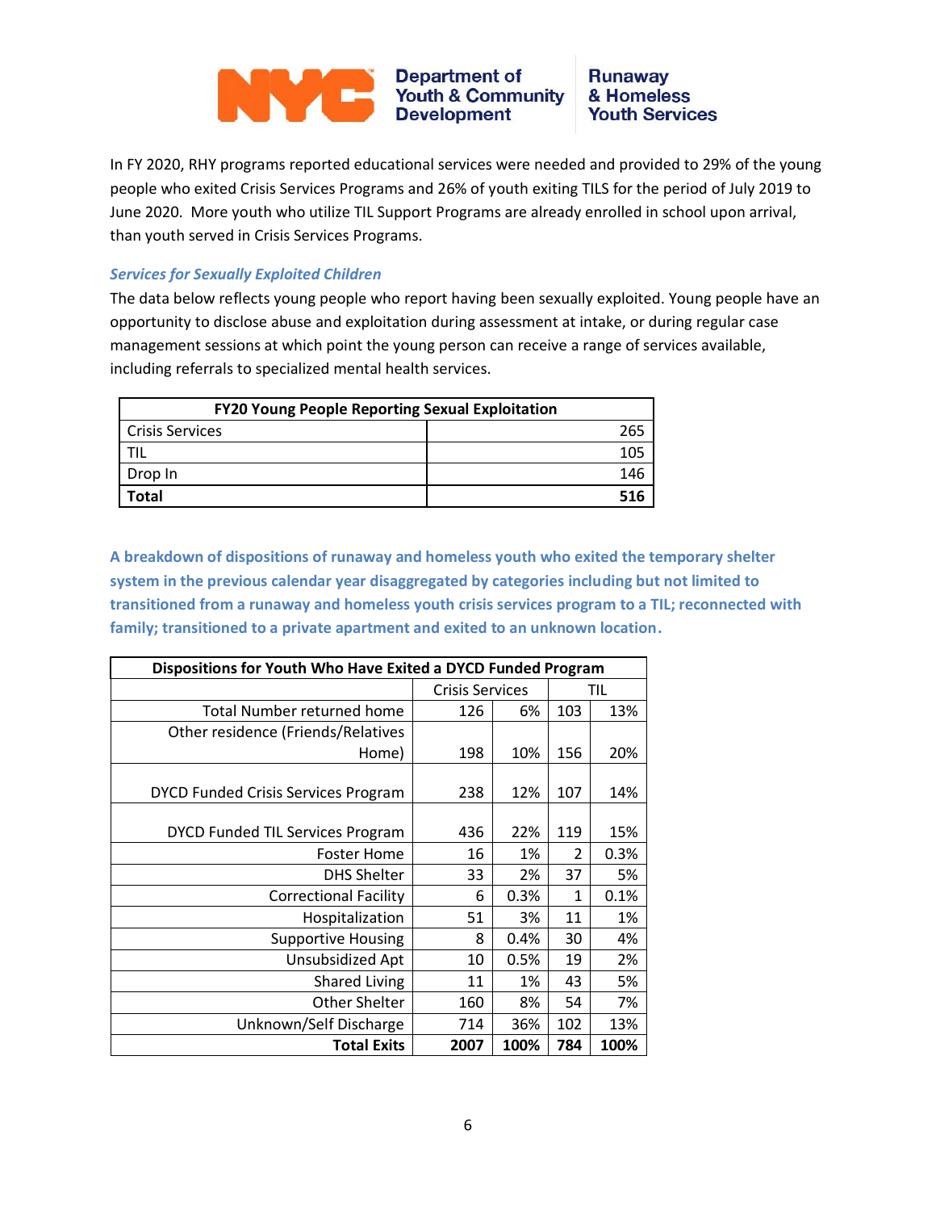In FY 2020, RHY programs reported educational services were needed and provided to 29% of the young people who exited Crisis Services Programs and 26% of youth exiting TILS for the period of July 2019 to June 2020. More youth who utilize TIL Support Programs are already enrolled in school upon arrival, than youth served in Crisis Services Programs.

### *Services for Sexually Exploited Children*

The data below reflects young people who report having been sexually exploited. Young people have an opportunity to disclose abuse and exploitation during assessment at intake, or during regular case management sessions at which point the young person can receive a range of services available, including referrals to specialized mental health services.

| FY20 Young People Reporting Sexual Exploitation | |
|---|---|
| Crisis Services | 265 |
| TIL | 105 |
| Drop In | 146 |
| **Total** | **516** |

**A breakdown of dispositions of runaway and homeless youth who exited the temporary shelter system in the previous calendar year disaggregated by categories including but not limited to transitioned from a runaway and homeless youth crisis services program to a TIL; reconnected with family; transitioned to a private apartment and exited to an unknown location.**

| Dispositions for Youth Who Have Exited a DYCD Funded Program | Crisis Services | | TIL | |
|---|---|---|---|---|
| Total Number returned home | 126 | 6% | 103 | 13% |
| Other residence (Friends/Relatives Home) | 198 | 10% | 156 | 20% |
| DYCD Funded Crisis Services Program | 238 | 12% | 107 | 14% |
| DYCD Funded TIL Services Program | 436 | 22% | 119 | 15% |
| Foster Home | 16 | 1% | 2 | 0.3% |
| DHS Shelter | 33 | 2% | 37 | 5% |
| Correctional Facility | 6 | 0.3% | 1 | 0.1% |
| Hospitalization | 51 | 3% | 11 | 1% |
| Supportive Housing | 8 | 0.4% | 30 | 4% |
| Unsubsidized Apt | 10 | 0.5% | 19 | 2% |
| Shared Living | 11 | 1% | 43 | 5% |
| Other Shelter | 160 | 8% | 54 | 7% |
| Unknown/Self Discharge | 714 | 36% | 102 | 13% |
| **Total Exits** | **2007** | **100%** | **784** | **100%** |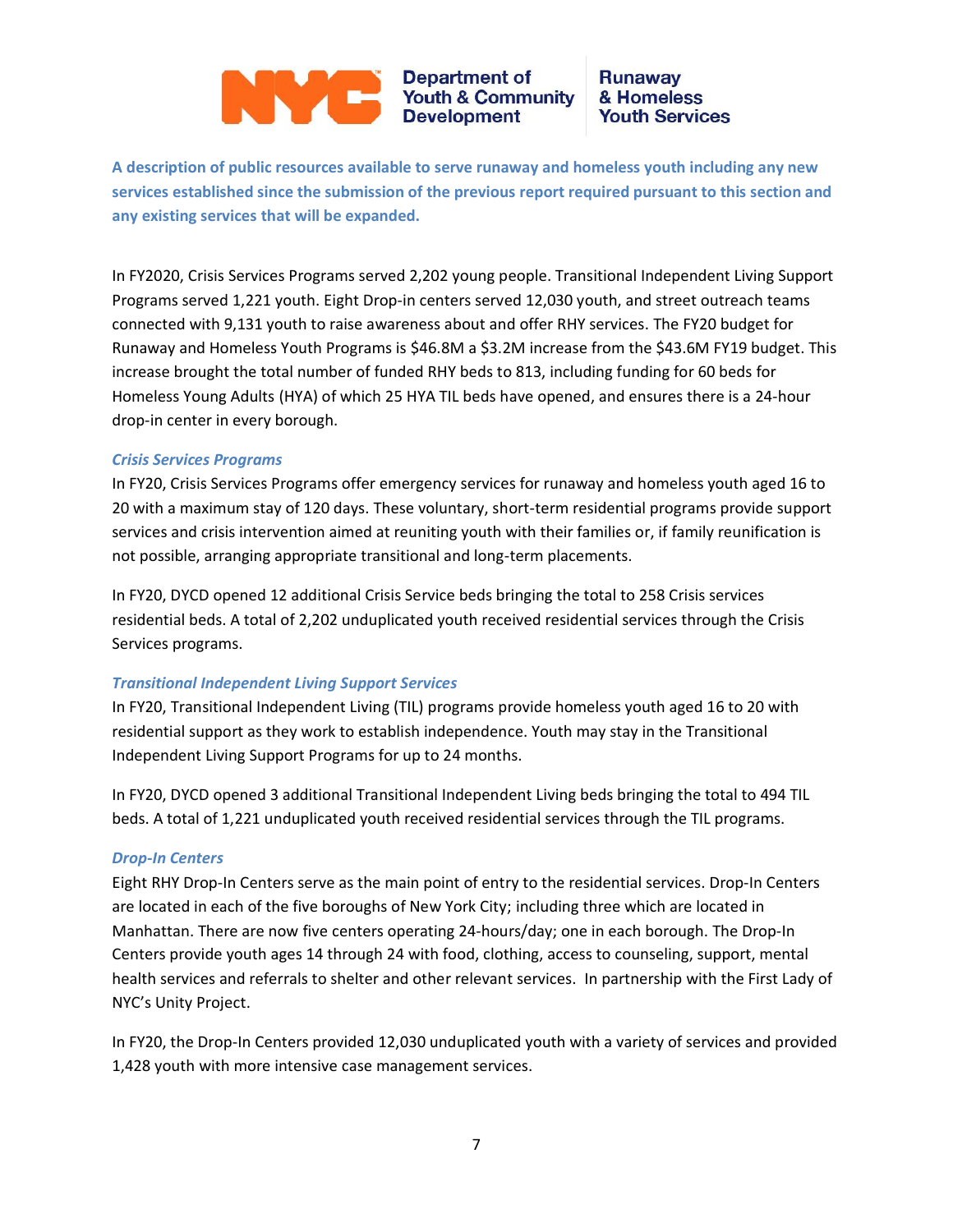**A description of public resources available to serve runaway and homeless youth including any new services established since the submission of the previous report required pursuant to this section and any existing services that will be expanded.**

In FY2020, Crisis Services Programs served 2,202 young people. Transitional Independent Living Support Programs served 1,221 youth. Eight Drop-in centers served 12,030 youth, and street outreach teams connected with 9,131 youth to raise awareness about and offer RHY services. The FY20 budget for Runaway and Homeless Youth Programs is $46.8M a $3.2M increase from the $43.6M FY19 budget. This increase brought the total number of funded RHY beds to 813, including funding for 60 beds for Homeless Young Adults (HYA) of which 25 HYA TIL beds have opened, and ensures there is a 24-hour drop-in center in every borough.

***Crisis Services Programs***

In FY20, Crisis Services Programs offer emergency services for runaway and homeless youth aged 16 to 20 with a maximum stay of 120 days. These voluntary, short-term residential programs provide support services and crisis intervention aimed at reuniting youth with their families or, if family reunification is not possible, arranging appropriate transitional and long-term placements.

In FY20, DYCD opened 12 additional Crisis Service beds bringing the total to 258 Crisis services residential beds. A total of 2,202 unduplicated youth received residential services through the Crisis Services programs.

***Transitional Independent Living Support Services***

In FY20, Transitional Independent Living (TIL) programs provide homeless youth aged 16 to 20 with residential support as they work to establish independence. Youth may stay in the Transitional Independent Living Support Programs for up to 24 months.

In FY20, DYCD opened 3 additional Transitional Independent Living beds bringing the total to 494 TIL beds. A total of 1,221 unduplicated youth received residential services through the TIL programs.

***Drop-In Centers***

Eight RHY Drop-In Centers serve as the main point of entry to the residential services. Drop-In Centers are located in each of the five boroughs of New York City; including three which are located in Manhattan. There are now five centers operating 24-hours/day; one in each borough. The Drop-In Centers provide youth ages 14 through 24 with food, clothing, access to counseling, support, mental health services and referrals to shelter and other relevant services. In partnership with the First Lady of NYC's Unity Project.

In FY20, the Drop-In Centers provided 12,030 unduplicated youth with a variety of services and provided 1,428 youth with more intensive case management services.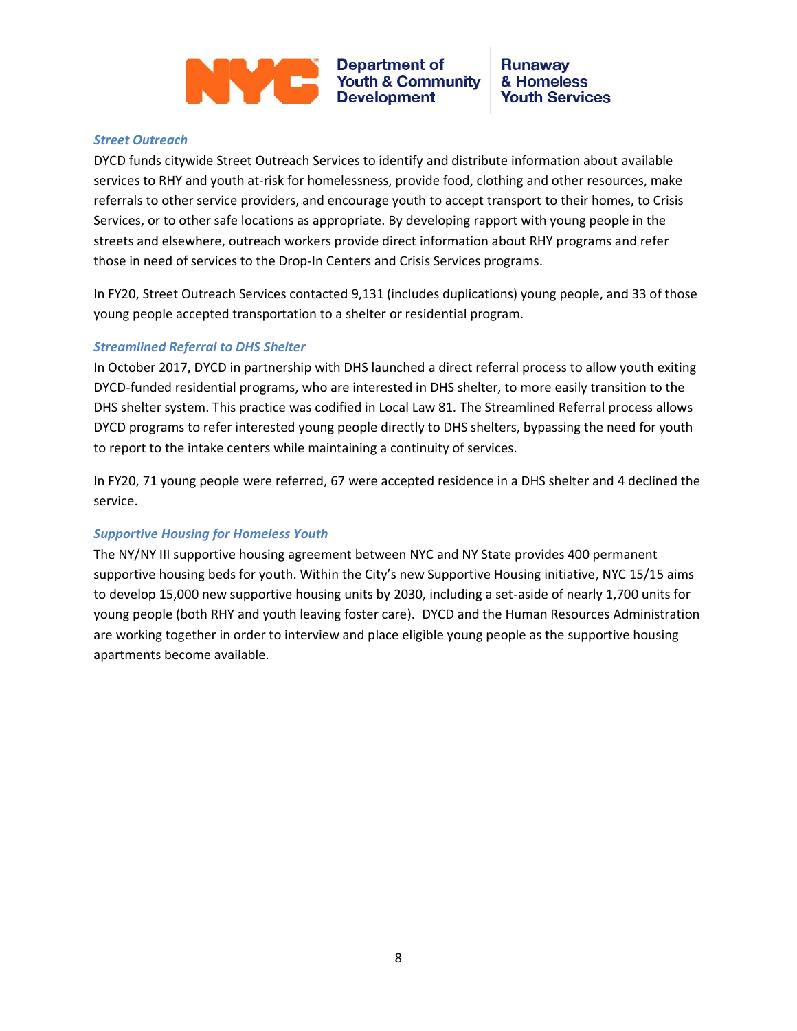### *Street Outreach*

DYCD funds citywide Street Outreach Services to identify and distribute information about available services to RHY and youth at-risk for homelessness, provide food, clothing and other resources, make referrals to other service providers, and encourage youth to accept transport to their homes, to Crisis Services, or to other safe locations as appropriate. By developing rapport with young people in the streets and elsewhere, outreach workers provide direct information about RHY programs and refer those in need of services to the Drop-In Centers and Crisis Services programs.

In FY20, Street Outreach Services contacted 9,131 (includes duplications) young people, and 33 of those young people accepted transportation to a shelter or residential program.

### *Streamlined Referral to DHS Shelter*

In October 2017, DYCD in partnership with DHS launched a direct referral process to allow youth exiting DYCD-funded residential programs, who are interested in DHS shelter, to more easily transition to the DHS shelter system. This practice was codified in Local Law 81. The Streamlined Referral process allows DYCD programs to refer interested young people directly to DHS shelters, bypassing the need for youth to report to the intake centers while maintaining a continuity of services.

In FY20, 71 young people were referred, 67 were accepted residence in a DHS shelter and 4 declined the service.

### *Supportive Housing for Homeless Youth*

The NY/NY III supportive housing agreement between NYC and NY State provides 400 permanent supportive housing beds for youth. Within the City's new Supportive Housing initiative, NYC 15/15 aims to develop 15,000 new supportive housing units by 2030, including a set-aside of nearly 1,700 units for young people (both RHY and youth leaving foster care). DYCD and the Human Resources Administration are working together in order to interview and place eligible young people as the supportive housing apartments become available.